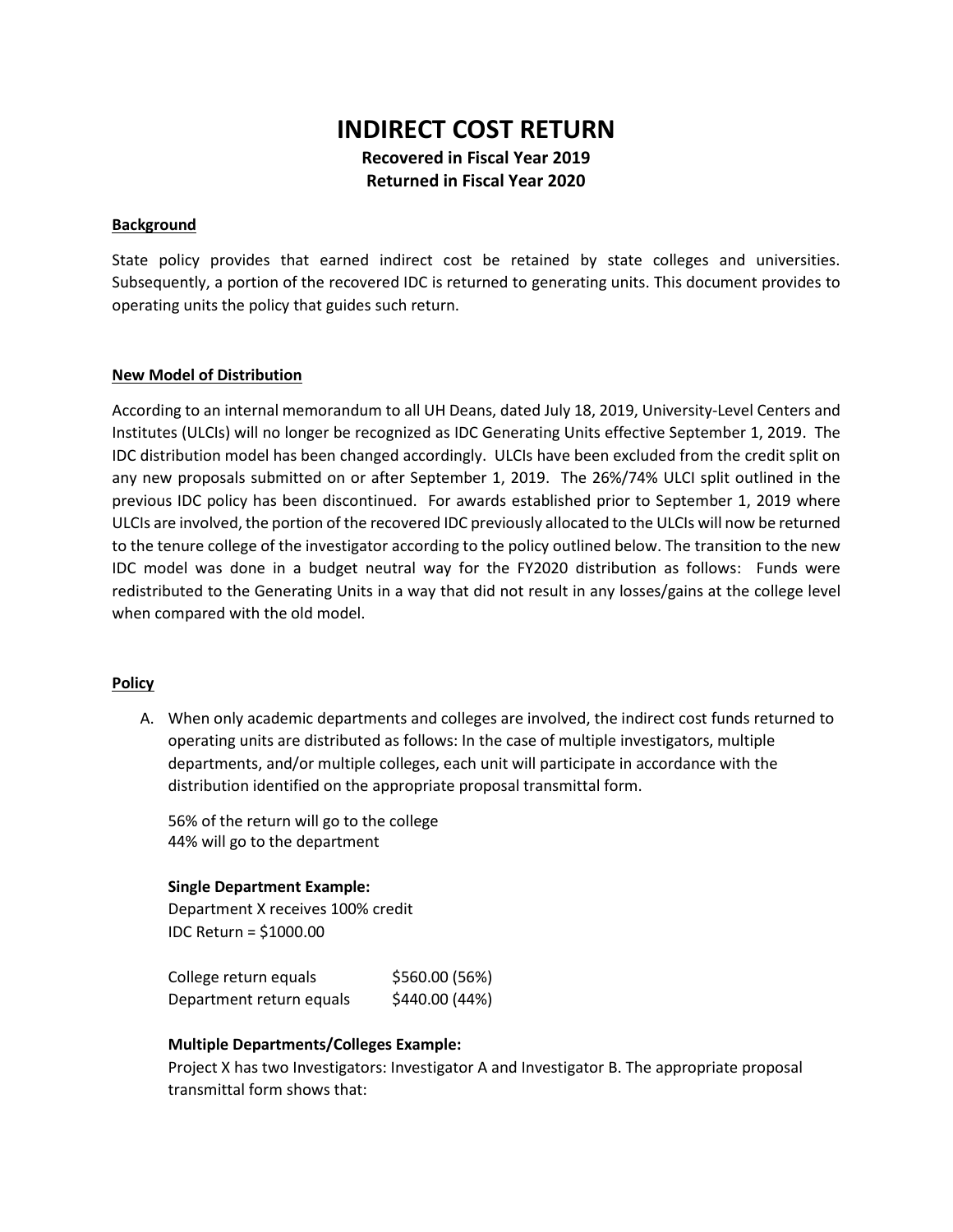# INDIRECT COST RETURN

**Recovered in Fiscal Year 2019**
**Returned in Fiscal Year 2020**

## Background

State policy provides that earned indirect cost be retained by state colleges and universities. Subsequently, a portion of the recovered IDC is returned to generating units. This document provides to operating units the policy that guides such return.

## New Model of Distribution

According to an internal memorandum to all UH Deans, dated July 18, 2019, University-Level Centers and Institutes (ULCIs) will no longer be recognized as IDC Generating Units effective September 1, 2019. The IDC distribution model has been changed accordingly. ULCIs have been excluded from the credit split on any new proposals submitted on or after September 1, 2019. The 26%/74% ULCI split outlined in the previous IDC policy has been discontinued. For awards established prior to September 1, 2019 where ULCIs are involved, the portion of the recovered IDC previously allocated to the ULCIs will now be returned to the tenure college of the investigator according to the policy outlined below. The transition to the new IDC model was done in a budget neutral way for the FY2020 distribution as follows: Funds were redistributed to the Generating Units in a way that did not result in any losses/gains at the college level when compared with the old model.

## Policy

A. When only academic departments and colleges are involved, the indirect cost funds returned to operating units are distributed as follows: In the case of multiple investigators, multiple departments, and/or multiple colleges, each unit will participate in accordance with the distribution identified on the appropriate proposal transmittal form.

   56% of the return will go to the college
   44% will go to the department

   **Single Department Example:**
   Department X receives 100% credit
   IDC Return = $1000.00

   | | |
   |---|---|
   | College return equals | $560.00 (56%) |
   | Department return equals | $440.00 (44%) |

   **Multiple Departments/Colleges Example:**
   Project X has two Investigators: Investigator A and Investigator B. The appropriate proposal transmittal form shows that: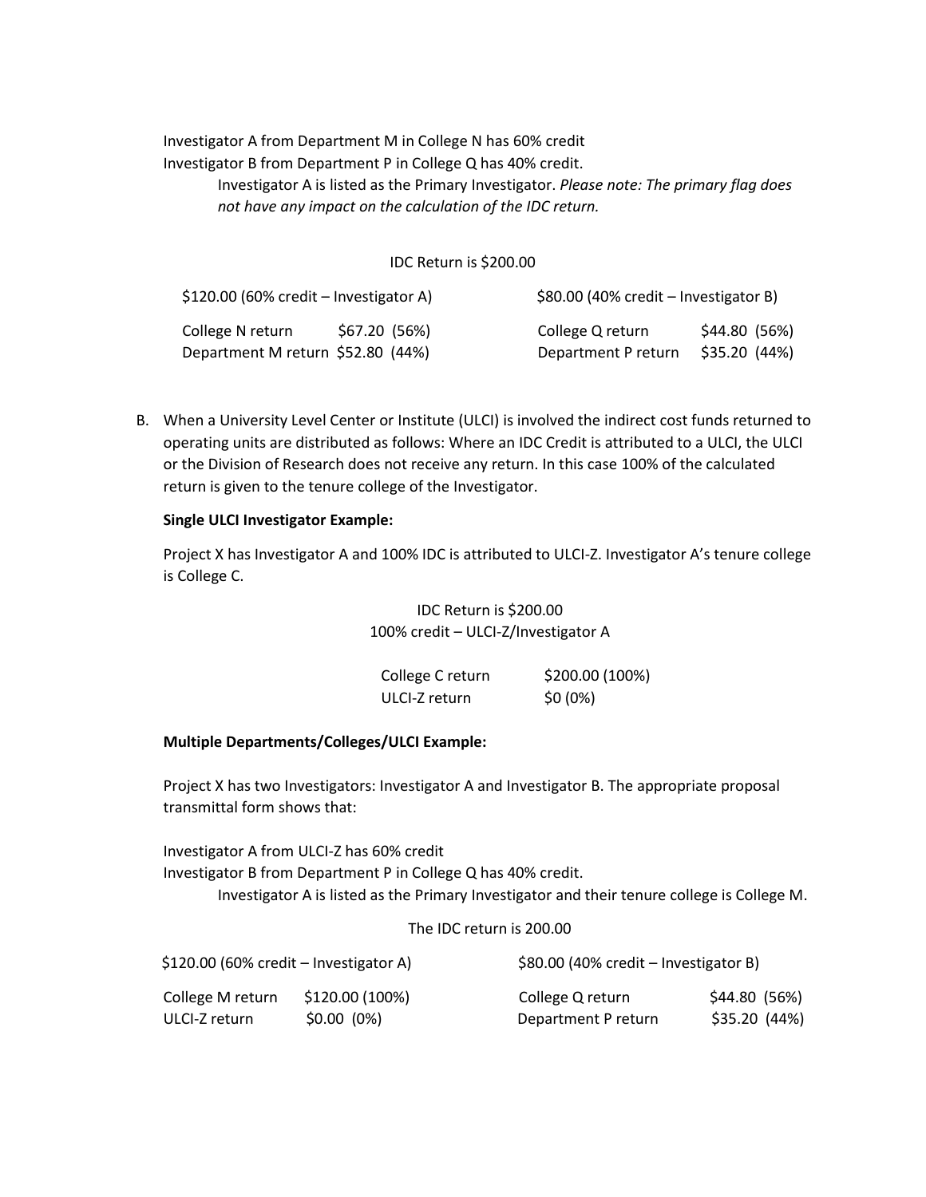Investigator A from Department M in College N has 60% credit
Investigator B from Department P in College Q has 40% credit.

Investigator A is listed as the Primary Investigator. *Please note: The primary flag does not have any impact on the calculation of the IDC return.*

IDC Return is $200.00

| $120.00 (60% credit – Investigator A) | | $80.00 (40% credit – Investigator B) | |
|---|---|---|---|
| College N return | $67.20 (56%) | College Q return | $44.80 (56%) |
| Department M return | $52.80 (44%) | Department P return | $35.20 (44%) |

B. When a University Level Center or Institute (ULCI) is involved the indirect cost funds returned to operating units are distributed as follows: Where an IDC Credit is attributed to a ULCI, the ULCI or the Division of Research does not receive any return. In this case 100% of the calculated return is given to the tenure college of the Investigator.

**Single ULCI Investigator Example:**

Project X has Investigator A and 100% IDC is attributed to ULCI-Z. Investigator A's tenure college is College C.

IDC Return is $200.00
100% credit – ULCI-Z/Investigator A

| | |
|---|---|
| College C return | $200.00 (100%) |
| ULCI-Z return | $0 (0%) |

**Multiple Departments/Colleges/ULCI Example:**

Project X has two Investigators: Investigator A and Investigator B. The appropriate proposal transmittal form shows that:

Investigator A from ULCI-Z has 60% credit
Investigator B from Department P in College Q has 40% credit.

Investigator A is listed as the Primary Investigator and their tenure college is College M.

The IDC return is 200.00

| $120.00 (60% credit – Investigator A) | | $80.00 (40% credit – Investigator B) | |
|---|---|---|---|
| College M return | $120.00 (100%) | College Q return | $44.80 (56%) |
| ULCI-Z return | $0.00 (0%) | Department P return | $35.20 (44%) |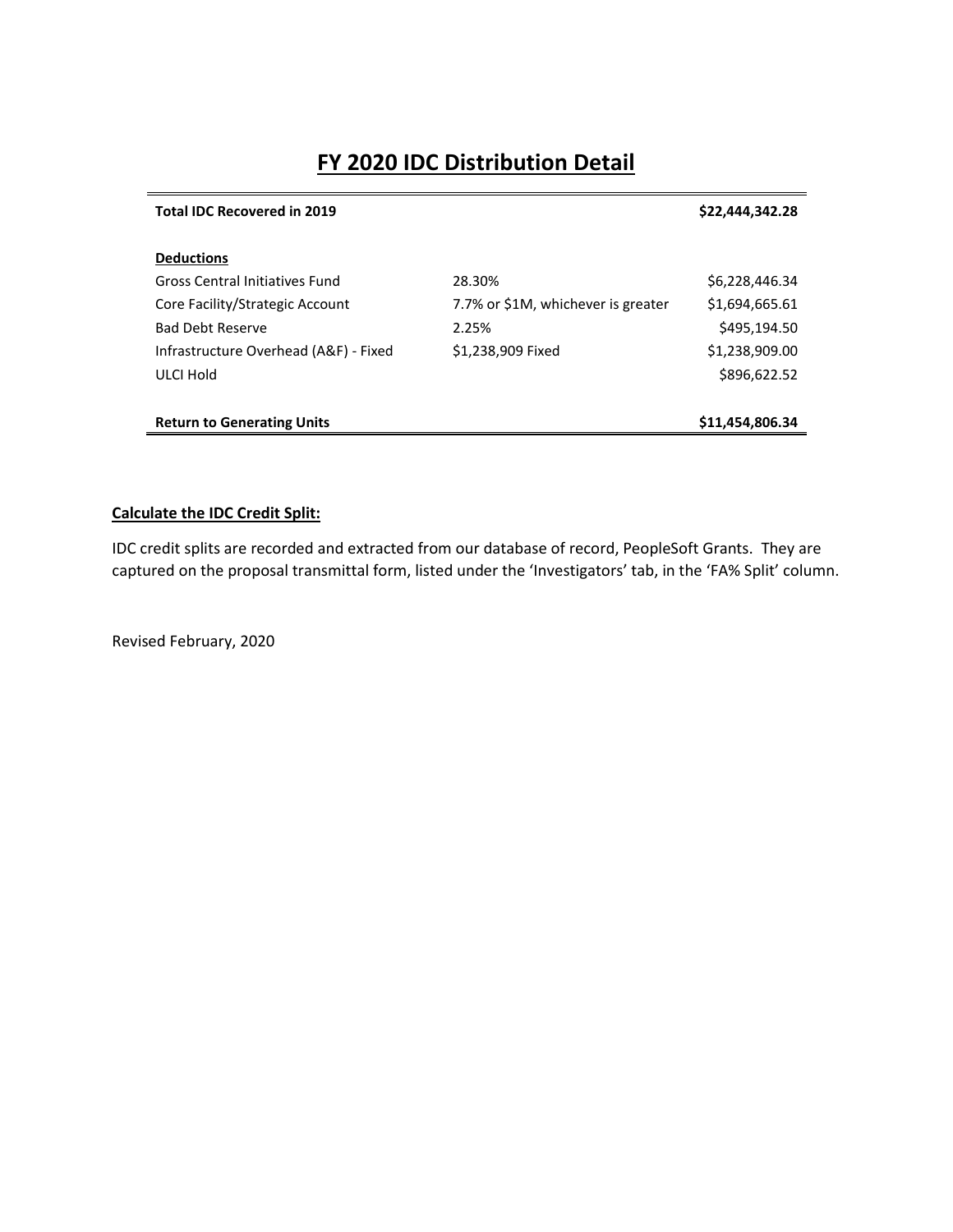# FY 2020 IDC Distribution Detail

| | | |
|---|---|---|
| **Total IDC Recovered in 2019** | | **$22,444,342.28** |
| | | |
| **Deductions** | | |
| Gross Central Initiatives Fund | 28.30% | $6,228,446.34 |
| Core Facility/Strategic Account | 7.7% or $1M, whichever is greater | $1,694,665.61 |
| Bad Debt Reserve | 2.25% | $495,194.50 |
| Infrastructure Overhead (A&F) - Fixed | $1,238,909 Fixed | $1,238,909.00 |
| ULCI Hold | | $896,622.52 |
| | | |
| **Return to Generating Units** | | **$11,454,806.34** |

**Calculate the IDC Credit Split:**

IDC credit splits are recorded and extracted from our database of record, PeopleSoft Grants. They are captured on the proposal transmittal form, listed under the 'Investigators' tab, in the 'FA% Split' column.

Revised February, 2020